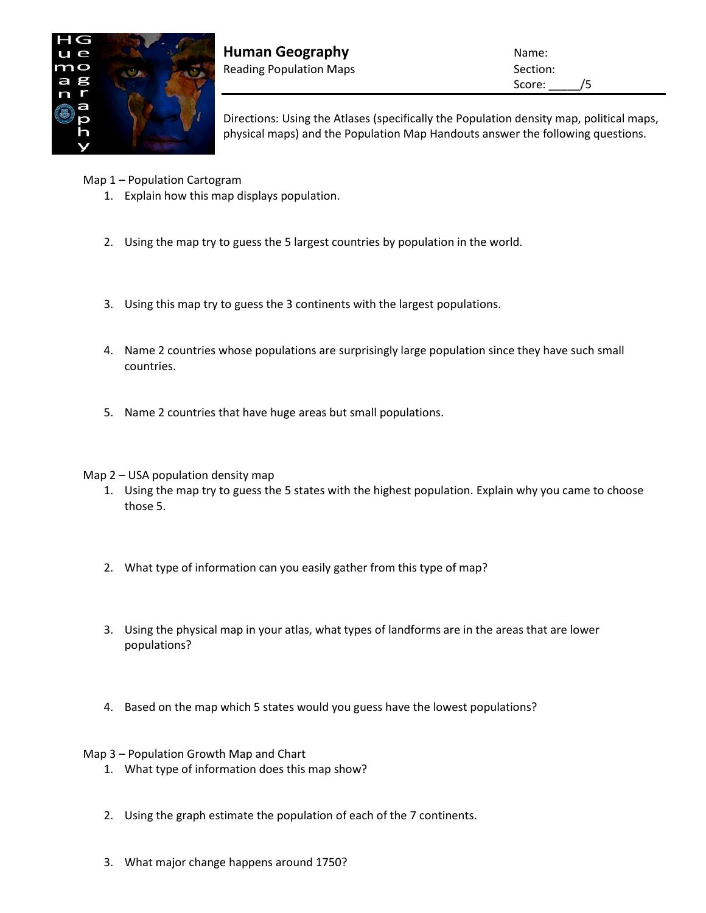# Human Geography

Reading Population Maps

Name:
Section:
Score: _____/5

Directions: Using the Atlases (specifically the Population density map, political maps, physical maps) and the Population Map Handouts answer the following questions.

Map 1 – Population Cartogram

1. Explain how this map displays population.
2. Using the map try to guess the 5 largest countries by population in the world.
3. Using this map try to guess the 3 continents with the largest populations.
4. Name 2 countries whose populations are surprisingly large population since they have such small countries.
5. Name 2 countries that have huge areas but small populations.

Map 2 – USA population density map

1. Using the map try to guess the 5 states with the highest population. Explain why you came to choose those 5.
2. What type of information can you easily gather from this type of map?
3. Using the physical map in your atlas, what types of landforms are in the areas that are lower populations?
4. Based on the map which 5 states would you guess have the lowest populations?

Map 3 – Population Growth Map and Chart

1. What type of information does this map show?
2. Using the graph estimate the population of each of the 7 continents.
3. What major change happens around 1750?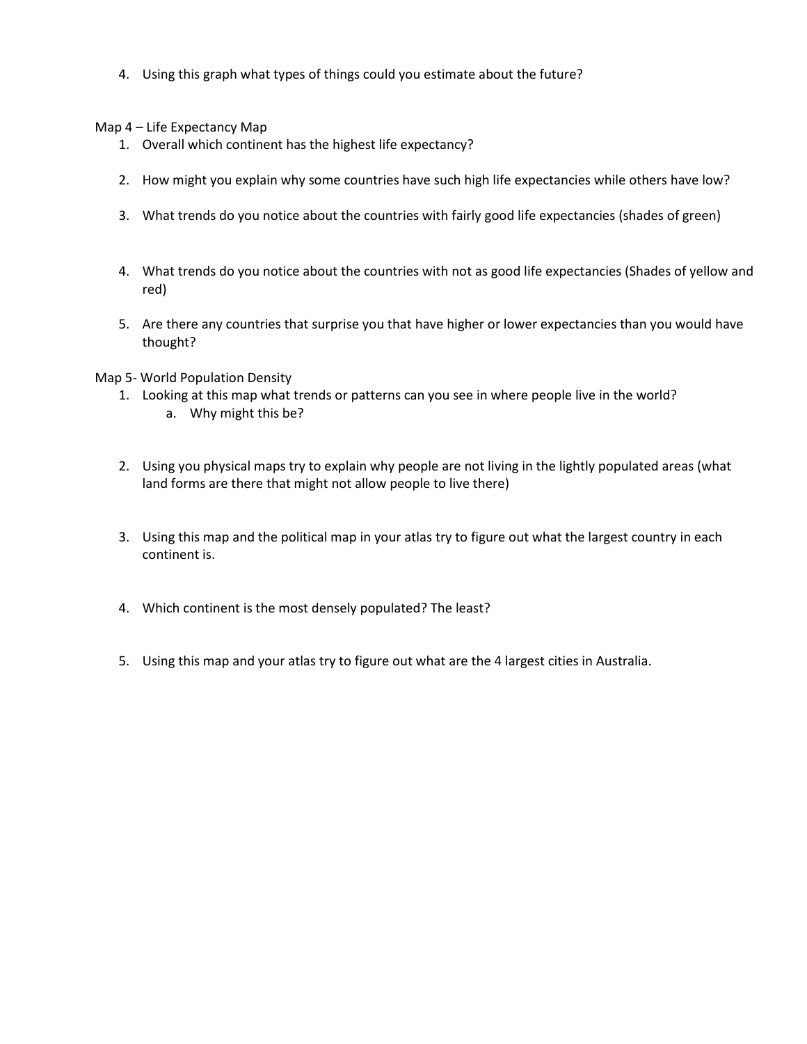4. Using this graph what types of things could you estimate about the future?

Map 4 – Life Expectancy Map

1. Overall which continent has the highest life expectancy?
2. How might you explain why some countries have such high life expectancies while others have low?
3. What trends do you notice about the countries with fairly good life expectancies (shades of green)
4. What trends do you notice about the countries with not as good life expectancies (Shades of yellow and red)
5. Are there any countries that surprise you that have higher or lower expectancies than you would have thought?

Map 5- World Population Density

1. Looking at this map what trends or patterns can you see in where people live in the world?
   a. Why might this be?
2. Using you physical maps try to explain why people are not living in the lightly populated areas (what land forms are there that might not allow people to live there)
3. Using this map and the political map in your atlas try to figure out what the largest country in each continent is.
4. Which continent is the most densely populated? The least?
5. Using this map and your atlas try to figure out what are the 4 largest cities in Australia.